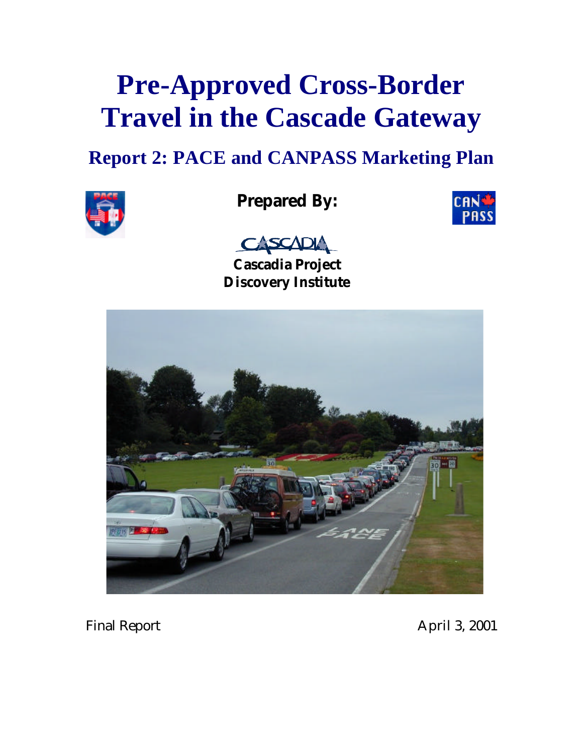# Pre-Approved Cross-Border Travel in the Cascade Gateway

## Report 2: PACE and CANPASS Marketing Plan

**Prepared By:**

**Cascadia Project**
**Discovery Institute**

Final Report

April 3, 2001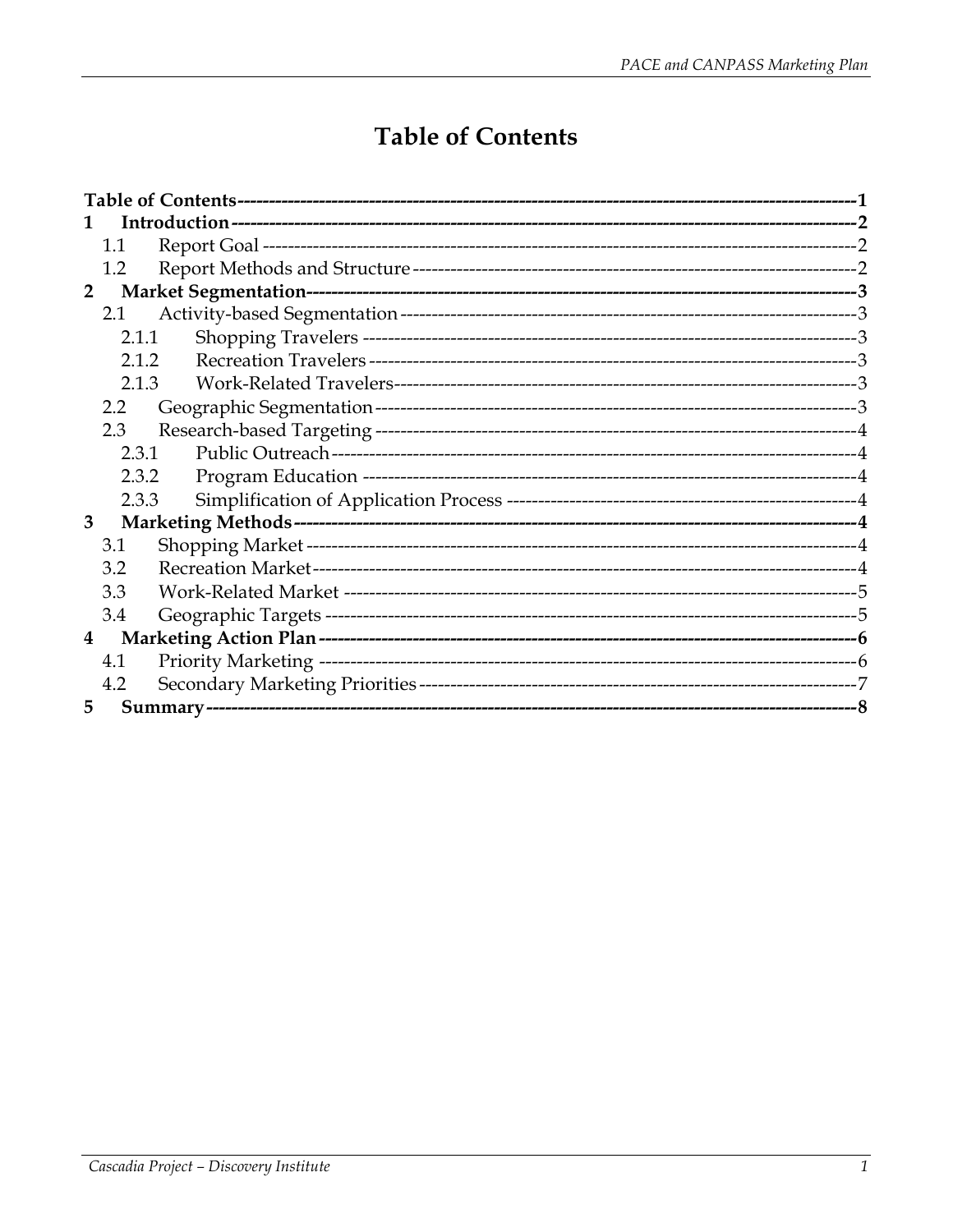# Table of Contents

- **Table of Contents** — 1
- **1 Introduction** — 2
  - 1.1 Report Goal — 2
  - 1.2 Report Methods and Structure — 2
- **2 Market Segmentation** — 3
  - 2.1 Activity-based Segmentation — 3
    - 2.1.1 Shopping Travelers — 3
    - 2.1.2 Recreation Travelers — 3
    - 2.1.3 Work-Related Travelers — 3
  - 2.2 Geographic Segmentation — 3
  - 2.3 Research-based Targeting — 4
    - 2.3.1 Public Outreach — 4
    - 2.3.2 Program Education — 4
    - 2.3.3 Simplification of Application Process — 4
- **3 Marketing Methods** — 4
  - 3.1 Shopping Market — 4
  - 3.2 Recreation Market — 4
  - 3.3 Work-Related Market — 5
  - 3.4 Geographic Targets — 5
- **4 Marketing Action Plan** — 6
  - 4.1 Priority Marketing — 6
  - 4.2 Secondary Marketing Priorities — 7
- **5 Summary** — 8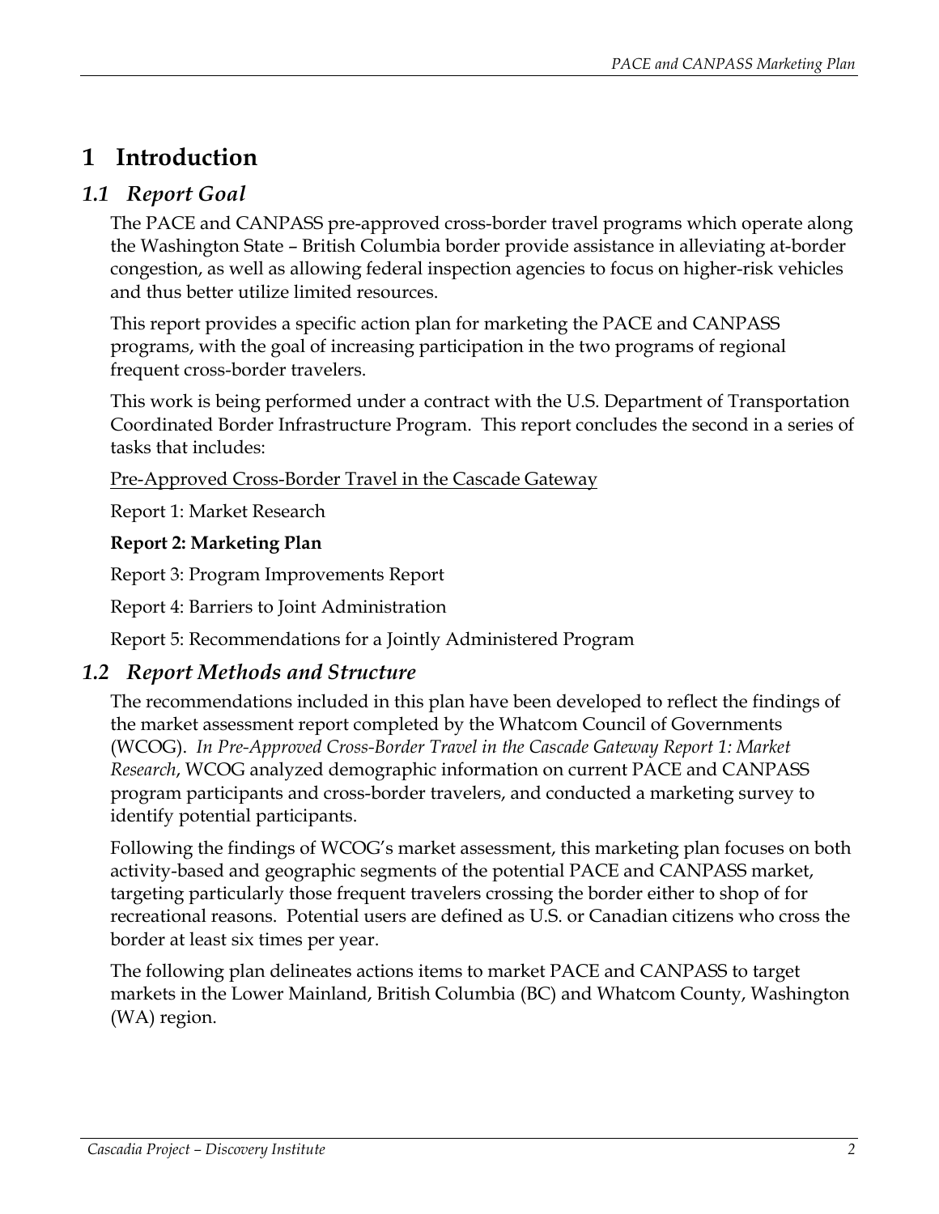# 1 Introduction

## 1.1 Report Goal

The PACE and CANPASS pre-approved cross-border travel programs which operate along the Washington State – British Columbia border provide assistance in alleviating at-border congestion, as well as allowing federal inspection agencies to focus on higher-risk vehicles and thus better utilize limited resources.

This report provides a specific action plan for marketing the PACE and CANPASS programs, with the goal of increasing participation in the two programs of regional frequent cross-border travelers.

This work is being performed under a contract with the U.S. Department of Transportation Coordinated Border Infrastructure Program. This report concludes the second in a series of tasks that includes:

<u>Pre-Approved Cross-Border Travel in the Cascade Gateway</u>

Report 1: Market Research

**Report 2: Marketing Plan**

Report 3: Program Improvements Report

Report 4: Barriers to Joint Administration

Report 5: Recommendations for a Jointly Administered Program

## 1.2 Report Methods and Structure

The recommendations included in this plan have been developed to reflect the findings of the market assessment report completed by the Whatcom Council of Governments (WCOG). *In Pre-Approved Cross-Border Travel in the Cascade Gateway Report 1: Market Research*, WCOG analyzed demographic information on current PACE and CANPASS program participants and cross-border travelers, and conducted a marketing survey to identify potential participants.

Following the findings of WCOG's market assessment, this marketing plan focuses on both activity-based and geographic segments of the potential PACE and CANPASS market, targeting particularly those frequent travelers crossing the border either to shop of for recreational reasons. Potential users are defined as U.S. or Canadian citizens who cross the border at least six times per year.

The following plan delineates actions items to market PACE and CANPASS to target markets in the Lower Mainland, British Columbia (BC) and Whatcom County, Washington (WA) region.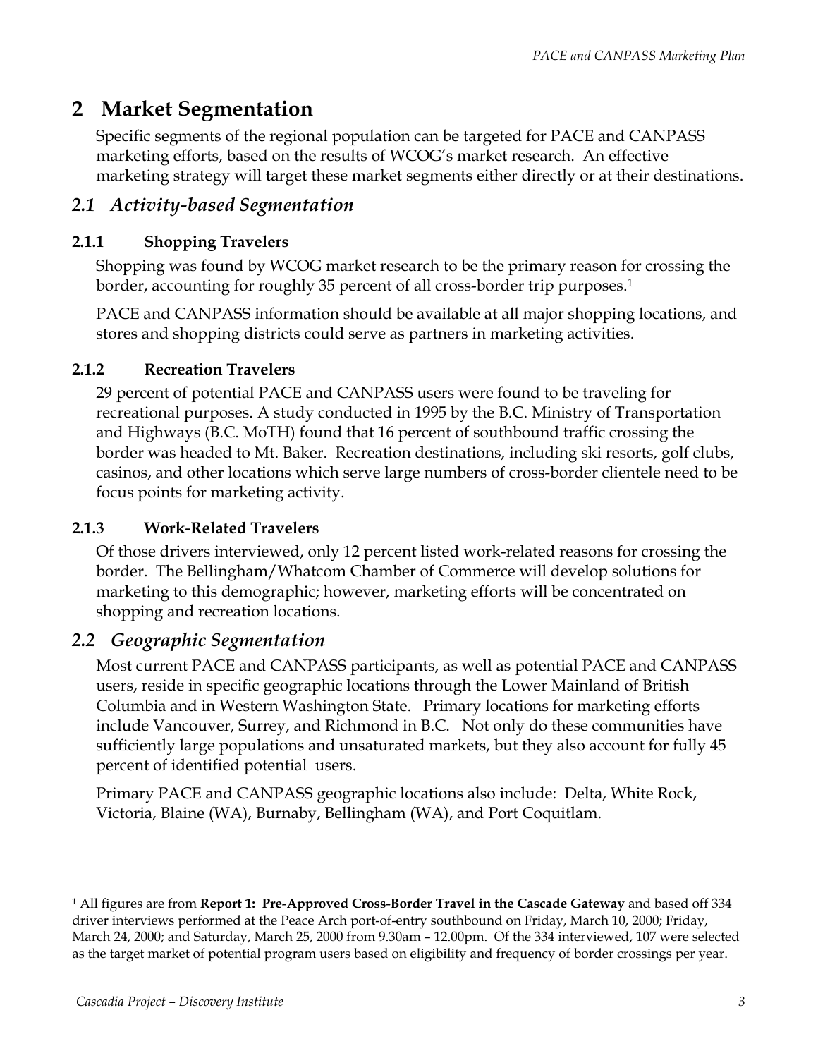# 2 Market Segmentation

Specific segments of the regional population can be targeted for PACE and CANPASS marketing efforts, based on the results of WCOG's market research. An effective marketing strategy will target these market segments either directly or at their destinations.

## *2.1 Activity-based Segmentation*

### 2.1.1 Shopping Travelers

Shopping was found by WCOG market research to be the primary reason for crossing the border, accounting for roughly 35 percent of all cross-border trip purposes.[1]

PACE and CANPASS information should be available at all major shopping locations, and stores and shopping districts could serve as partners in marketing activities.

### 2.1.2 Recreation Travelers

29 percent of potential PACE and CANPASS users were found to be traveling for recreational purposes. A study conducted in 1995 by the B.C. Ministry of Transportation and Highways (B.C. MoTH) found that 16 percent of southbound traffic crossing the border was headed to Mt. Baker. Recreation destinations, including ski resorts, golf clubs, casinos, and other locations which serve large numbers of cross-border clientele need to be focus points for marketing activity.

### 2.1.3 Work-Related Travelers

Of those drivers interviewed, only 12 percent listed work-related reasons for crossing the border. The Bellingham/Whatcom Chamber of Commerce will develop solutions for marketing to this demographic; however, marketing efforts will be concentrated on shopping and recreation locations.

## *2.2 Geographic Segmentation*

Most current PACE and CANPASS participants, as well as potential PACE and CANPASS users, reside in specific geographic locations through the Lower Mainland of British Columbia and in Western Washington State. Primary locations for marketing efforts include Vancouver, Surrey, and Richmond in B.C. Not only do these communities have sufficiently large populations and unsaturated markets, but they also account for fully 45 percent of identified potential users.

Primary PACE and CANPASS geographic locations also include: Delta, White Rock, Victoria, Blaine (WA), Burnaby, Bellingham (WA), and Port Coquitlam.

---

[1] All figures are from **Report 1: Pre-Approved Cross-Border Travel in the Cascade Gateway** and based off 334 driver interviews performed at the Peace Arch port-of-entry southbound on Friday, March 10, 2000; Friday, March 24, 2000; and Saturday, March 25, 2000 from 9.30am – 12.00pm. Of the 334 interviewed, 107 were selected as the target market of potential program users based on eligibility and frequency of border crossings per year.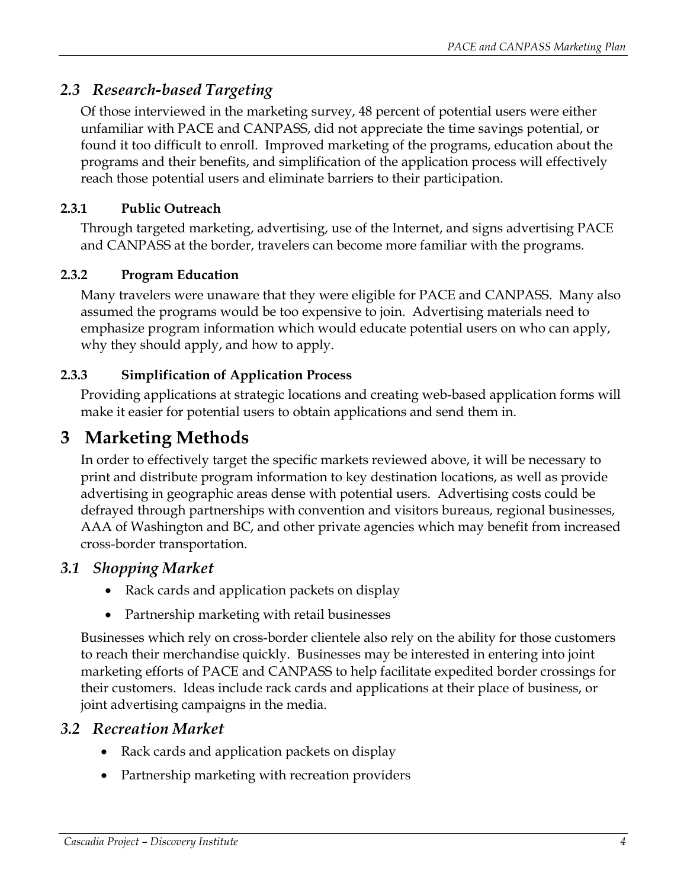## *2.3 Research-based Targeting*

Of those interviewed in the marketing survey, 48 percent of potential users were either unfamiliar with PACE and CANPASS, did not appreciate the time savings potential, or found it too difficult to enroll. Improved marketing of the programs, education about the programs and their benefits, and simplification of the application process will effectively reach those potential users and eliminate barriers to their participation.

### 2.3.1 Public Outreach

Through targeted marketing, advertising, use of the Internet, and signs advertising PACE and CANPASS at the border, travelers can become more familiar with the programs.

### 2.3.2 Program Education

Many travelers were unaware that they were eligible for PACE and CANPASS. Many also assumed the programs would be too expensive to join. Advertising materials need to emphasize program information which would educate potential users on who can apply, why they should apply, and how to apply.

### 2.3.3 Simplification of Application Process

Providing applications at strategic locations and creating web-based application forms will make it easier for potential users to obtain applications and send them in.

# 3 Marketing Methods

In order to effectively target the specific markets reviewed above, it will be necessary to print and distribute program information to key destination locations, as well as provide advertising in geographic areas dense with potential users. Advertising costs could be defrayed through partnerships with convention and visitors bureaus, regional businesses, AAA of Washington and BC, and other private agencies which may benefit from increased cross-border transportation.

## *3.1 Shopping Market*

- Rack cards and application packets on display
- Partnership marketing with retail businesses

Businesses which rely on cross-border clientele also rely on the ability for those customers to reach their merchandise quickly. Businesses may be interested in entering into joint marketing efforts of PACE and CANPASS to help facilitate expedited border crossings for their customers. Ideas include rack cards and applications at their place of business, or joint advertising campaigns in the media.

## *3.2 Recreation Market*

- Rack cards and application packets on display
- Partnership marketing with recreation providers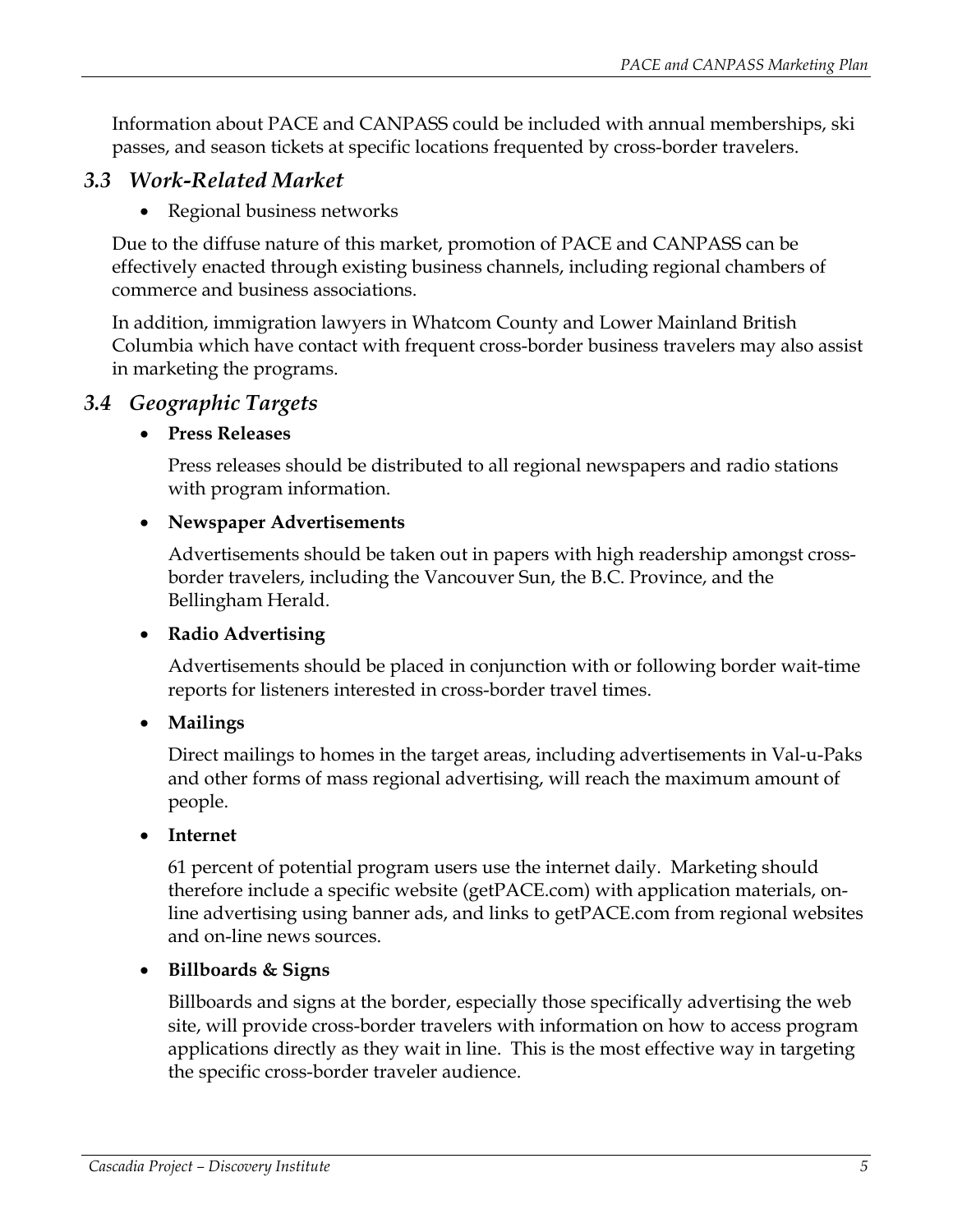Information about PACE and CANPASS could be included with annual memberships, ski passes, and season tickets at specific locations frequented by cross-border travelers.

### *3.3 Work-Related Market*

- Regional business networks

Due to the diffuse nature of this market, promotion of PACE and CANPASS can be effectively enacted through existing business channels, including regional chambers of commerce and business associations.

In addition, immigration lawyers in Whatcom County and Lower Mainland British Columbia which have contact with frequent cross-border business travelers may also assist in marketing the programs.

### *3.4 Geographic Targets*

- **Press Releases**

  Press releases should be distributed to all regional newspapers and radio stations with program information.

- **Newspaper Advertisements**

  Advertisements should be taken out in papers with high readership amongst cross-border travelers, including the Vancouver Sun, the B.C. Province, and the Bellingham Herald.

- **Radio Advertising**

  Advertisements should be placed in conjunction with or following border wait-time reports for listeners interested in cross-border travel times.

- **Mailings**

  Direct mailings to homes in the target areas, including advertisements in Val-u-Paks and other forms of mass regional advertising, will reach the maximum amount of people.

- **Internet**

  61 percent of potential program users use the internet daily. Marketing should therefore include a specific website (getPACE.com) with application materials, on-line advertising using banner ads, and links to getPACE.com from regional websites and on-line news sources.

- **Billboards & Signs**

  Billboards and signs at the border, especially those specifically advertising the web site, will provide cross-border travelers with information on how to access program applications directly as they wait in line. This is the most effective way in targeting the specific cross-border traveler audience.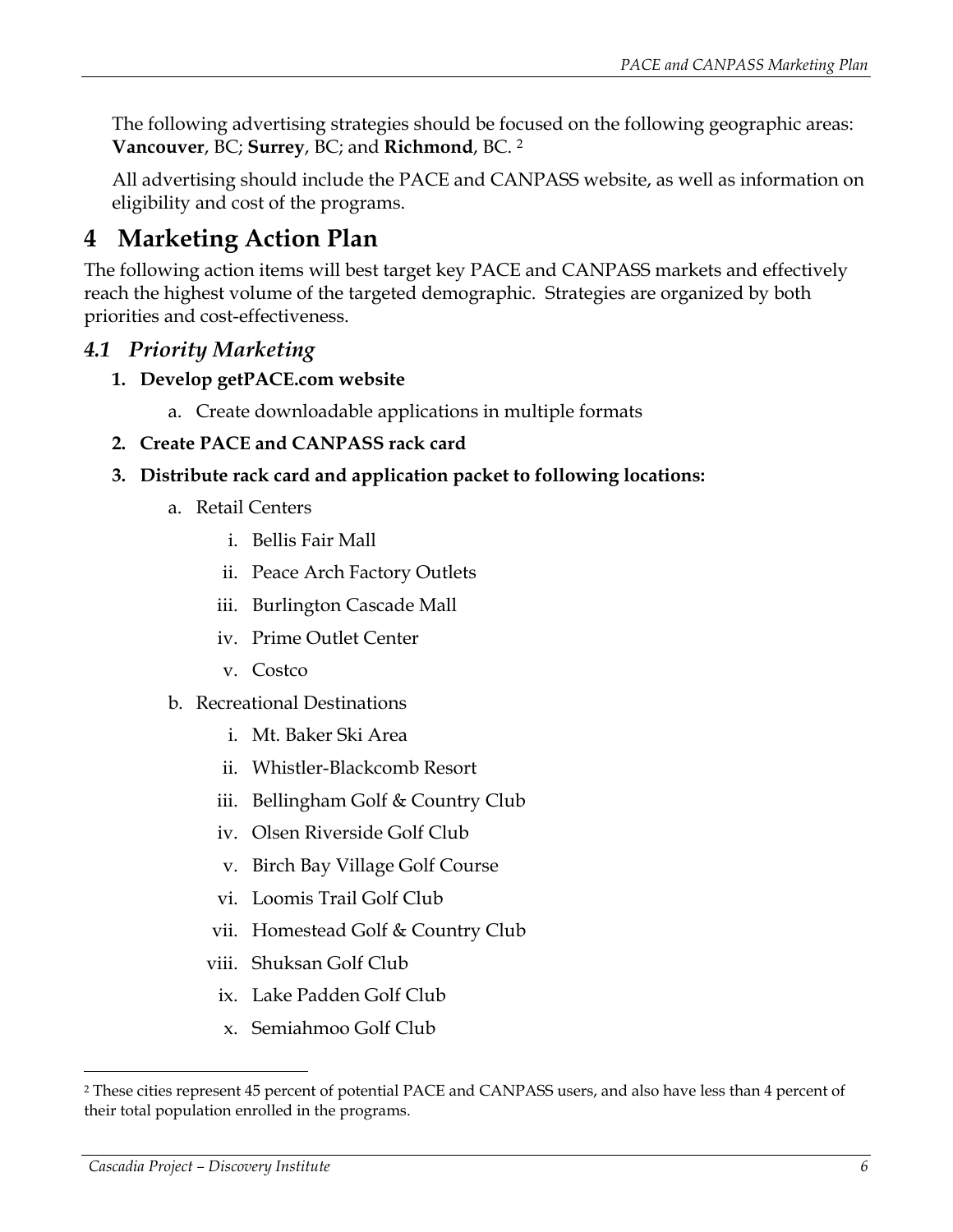The following advertising strategies should be focused on the following geographic areas: **Vancouver**, BC; **Surrey**, BC; and **Richmond**, BC. [2]

All advertising should include the PACE and CANPASS website, as well as information on eligibility and cost of the programs.

# 4 Marketing Action Plan

The following action items will best target key PACE and CANPASS markets and effectively reach the highest volume of the targeted demographic. Strategies are organized by both priorities and cost-effectiveness.

## *4.1 Priority Marketing*

1. **Develop getPACE.com website**
   a. Create downloadable applications in multiple formats
2. **Create PACE and CANPASS rack card**
3. **Distribute rack card and application packet to following locations:**
   a. Retail Centers
      i. Bellis Fair Mall
      ii. Peace Arch Factory Outlets
      iii. Burlington Cascade Mall
      iv. Prime Outlet Center
      v. Costco
   b. Recreational Destinations
      i. Mt. Baker Ski Area
      ii. Whistler-Blackcomb Resort
      iii. Bellingham Golf & Country Club
      iv. Olsen Riverside Golf Club
      v. Birch Bay Village Golf Course
      vi. Loomis Trail Golf Club
      vii. Homestead Golf & Country Club
      viii. Shuksan Golf Club
      ix. Lake Padden Golf Club
      x. Semiahmoo Golf Club

---

[2] These cities represent 45 percent of potential PACE and CANPASS users, and also have less than 4 percent of their total population enrolled in the programs.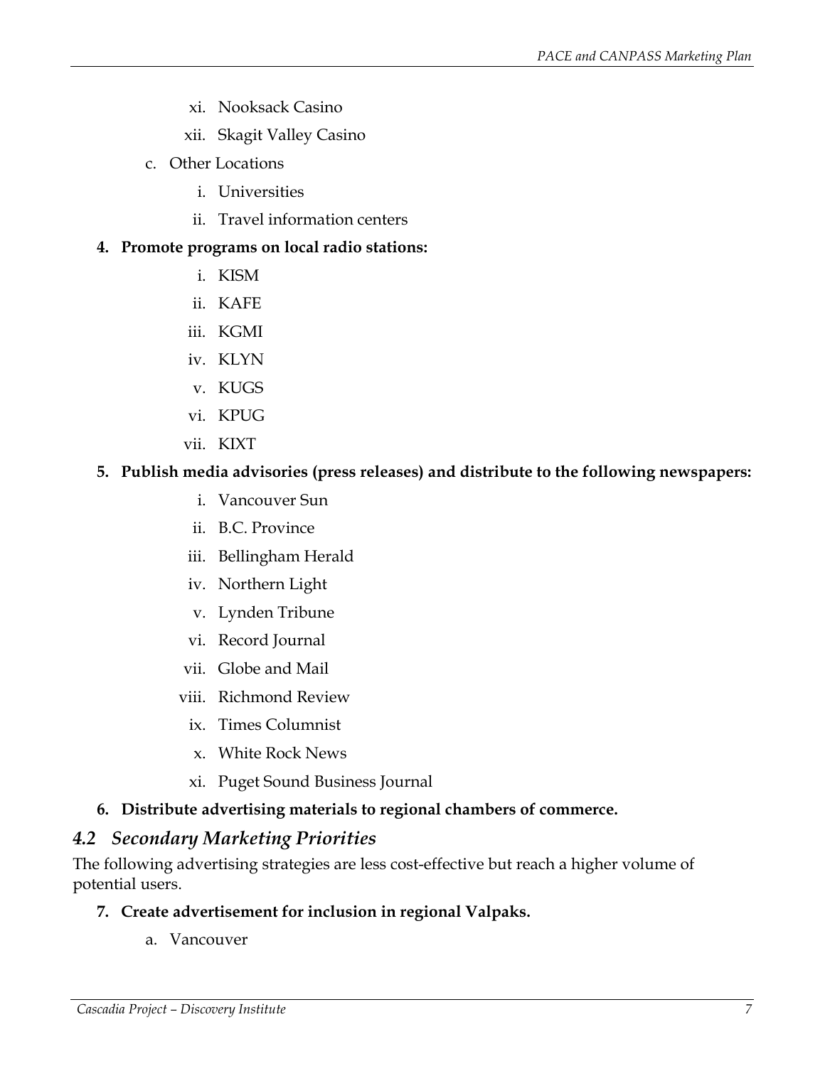xi. Nooksack Casino
    xii. Skagit Valley Casino
  c. Other Locations
    i. Universities
    ii. Travel information centers

**4. Promote programs on local radio stations:**

  i. KISM
  ii. KAFE
  iii. KGMI
  iv. KLYN
  v. KUGS
  vi. KPUG
  vii. KIXT

**5. Publish media advisories (press releases) and distribute to the following newspapers:**

  i. Vancouver Sun
  ii. B.C. Province
  iii. Bellingham Herald
  iv. Northern Light
  v. Lynden Tribune
  vi. Record Journal
  vii. Globe and Mail
  viii. Richmond Review
  ix. Times Columnist
  x. White Rock News
  xi. Puget Sound Business Journal

**6. Distribute advertising materials to regional chambers of commerce.**

## *4.2 Secondary Marketing Priorities*

The following advertising strategies are less cost-effective but reach a higher volume of potential users.

**7. Create advertisement for inclusion in regional Valpaks.**

  a. Vancouver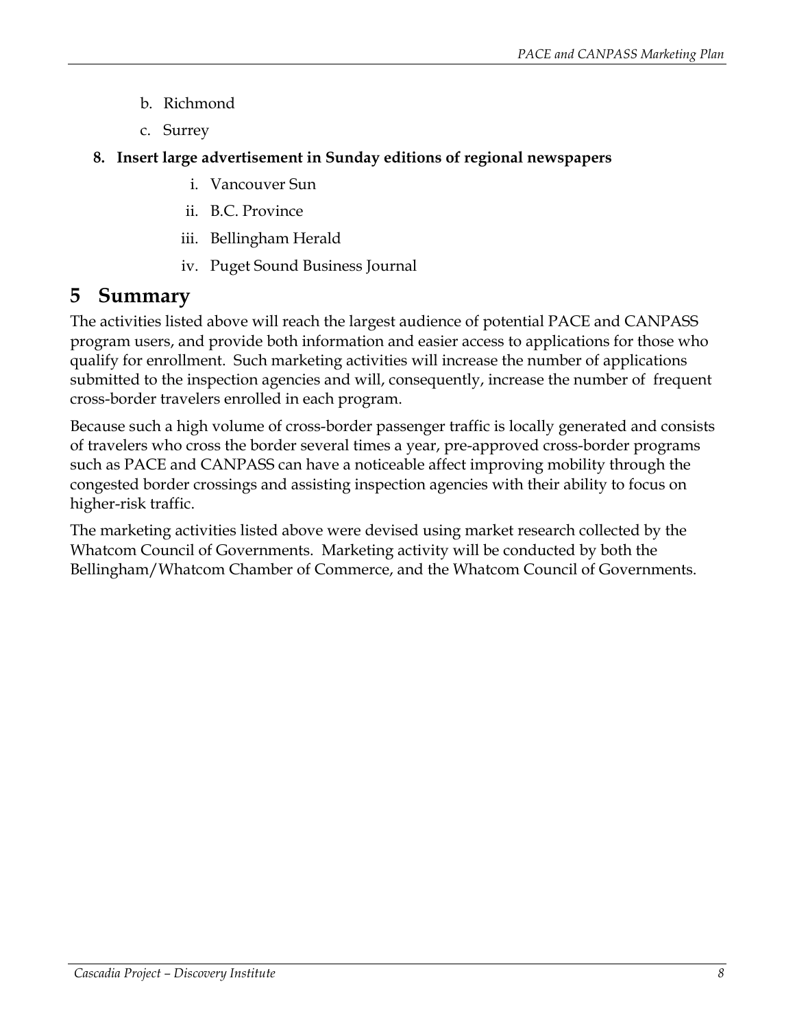b. Richmond

c. Surrey

**8. Insert large advertisement in Sunday editions of regional newspapers**

i. Vancouver Sun

ii. B.C. Province

iii. Bellingham Herald

iv. Puget Sound Business Journal

# 5 Summary

The activities listed above will reach the largest audience of potential PACE and CANPASS program users, and provide both information and easier access to applications for those who qualify for enrollment. Such marketing activities will increase the number of applications submitted to the inspection agencies and will, consequently, increase the number of frequent cross-border travelers enrolled in each program.

Because such a high volume of cross-border passenger traffic is locally generated and consists of travelers who cross the border several times a year, pre-approved cross-border programs such as PACE and CANPASS can have a noticeable affect improving mobility through the congested border crossings and assisting inspection agencies with their ability to focus on higher-risk traffic.

The marketing activities listed above were devised using market research collected by the Whatcom Council of Governments. Marketing activity will be conducted by both the Bellingham/Whatcom Chamber of Commerce, and the Whatcom Council of Governments.